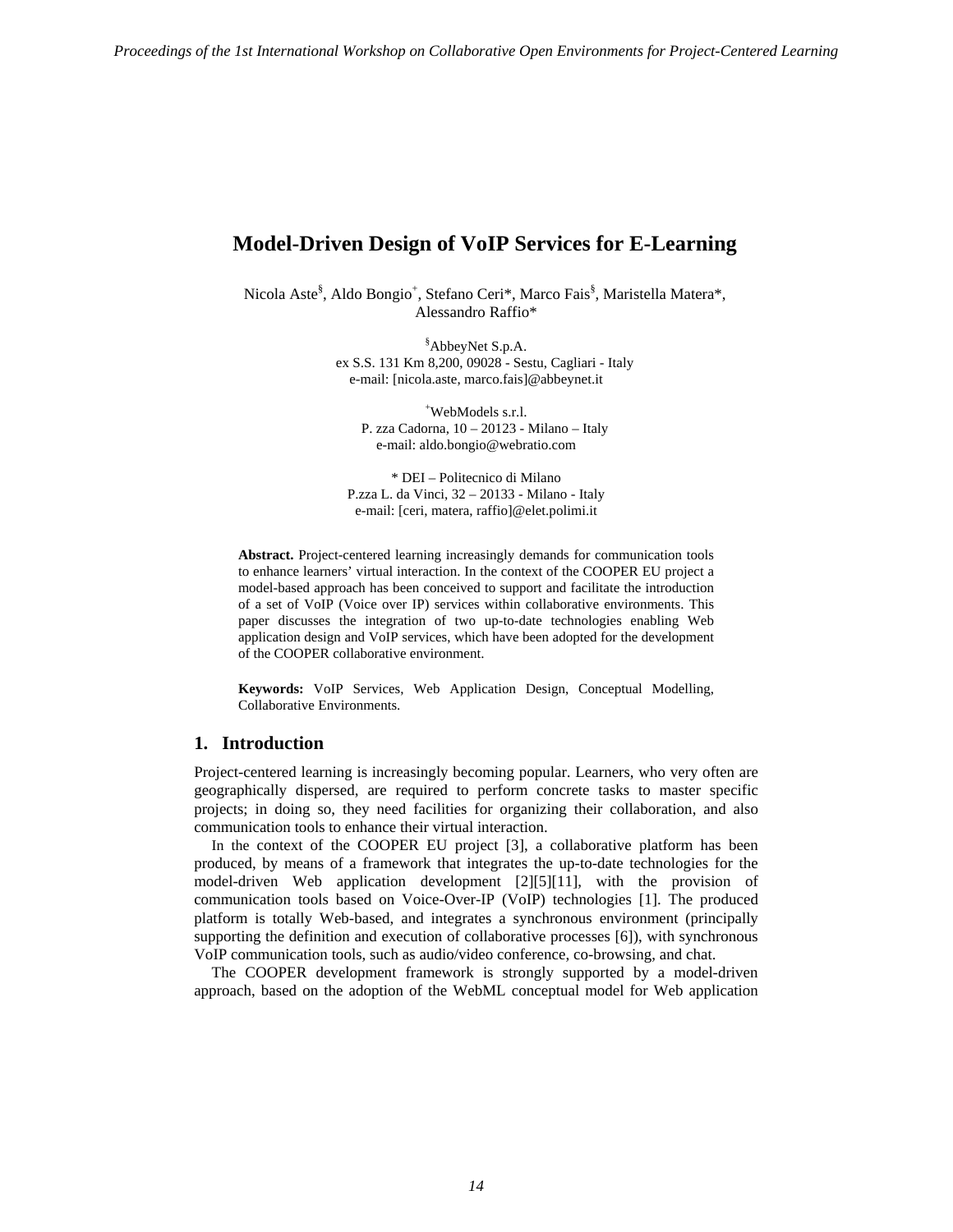# Model-Driven Design of VoIP Services for E-Learning

Nicola Aste[§], Aldo Bongio[+], Stefano Ceri*, Marco Fais[§], Maristella Matera*, Alessandro Raffio*

[§]AbbeyNet S.p.A.
ex S.S. 131 Km 8,200, 09028 - Sestu, Cagliari - Italy
e-mail: [nicola.aste, marco.fais]@abbeynet.it

[+]WebModels s.r.l.
P. zza Cadorna, 10 – 20123 - Milano – Italy
e-mail: aldo.bongio@webratio.com

* DEI – Politecnico di Milano
P.zza L. da Vinci, 32 – 20133 - Milano - Italy
e-mail: [ceri, matera, raffio]@elet.polimi.it

**Abstract.** Project-centered learning increasingly demands for communication tools to enhance learners' virtual interaction. In the context of the COOPER EU project a model-based approach has been conceived to support and facilitate the introduction of a set of VoIP (Voice over IP) services within collaborative environments. This paper discusses the integration of two up-to-date technologies enabling Web application design and VoIP services, which have been adopted for the development of the COOPER collaborative environment.

**Keywords:** VoIP Services, Web Application Design, Conceptual Modelling, Collaborative Environments.

## 1. Introduction

Project-centered learning is increasingly becoming popular. Learners, who very often are geographically dispersed, are required to perform concrete tasks to master specific projects; in doing so, they need facilities for organizing their collaboration, and also communication tools to enhance their virtual interaction.

In the context of the COOPER EU project [3], a collaborative platform has been produced, by means of a framework that integrates the up-to-date technologies for the model-driven Web application development [2][5][11], with the provision of communication tools based on Voice-Over-IP (VoIP) technologies [1]. The produced platform is totally Web-based, and integrates a synchronous environment (principally supporting the definition and execution of collaborative processes [6]), with synchronous VoIP communication tools, such as audio/video conference, co-browsing, and chat.

The COOPER development framework is strongly supported by a model-driven approach, based on the adoption of the WebML conceptual model for Web application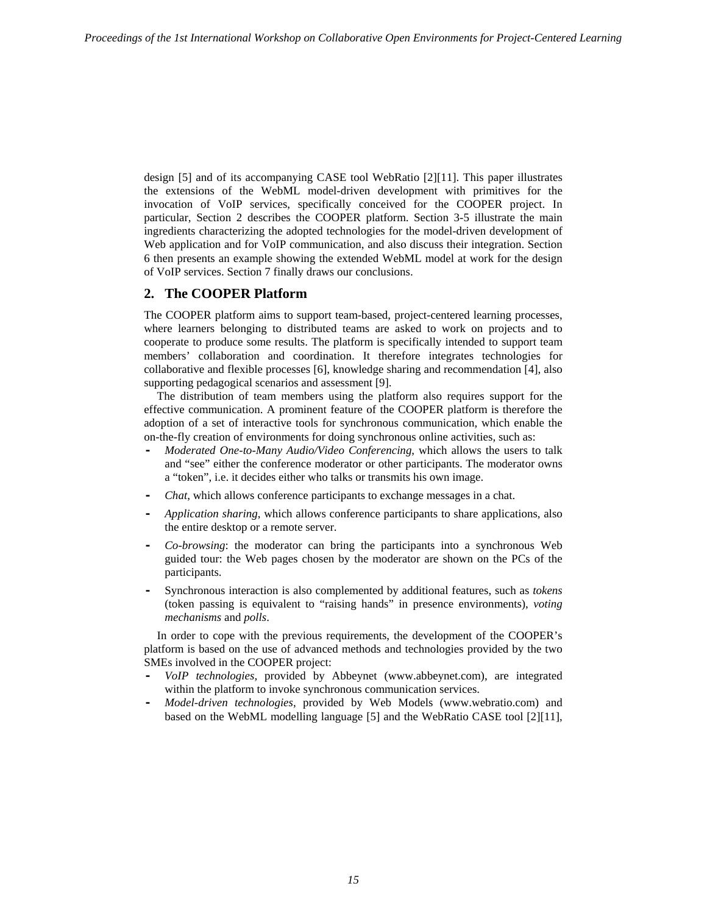design [5] and of its accompanying CASE tool WebRatio [2][11]. This paper illustrates the extensions of the WebML model-driven development with primitives for the invocation of VoIP services, specifically conceived for the COOPER project. In particular, Section 2 describes the COOPER platform. Section 3-5 illustrate the main ingredients characterizing the adopted technologies for the model-driven development of Web application and for VoIP communication, and also discuss their integration. Section 6 then presents an example showing the extended WebML model at work for the design of VoIP services. Section 7 finally draws our conclusions.

## 2. The COOPER Platform

The COOPER platform aims to support team-based, project-centered learning processes, where learners belonging to distributed teams are asked to work on projects and to cooperate to produce some results. The platform is specifically intended to support team members' collaboration and coordination. It therefore integrates technologies for collaborative and flexible processes [6], knowledge sharing and recommendation [4], also supporting pedagogical scenarios and assessment [9].

The distribution of team members using the platform also requires support for the effective communication. A prominent feature of the COOPER platform is therefore the adoption of a set of interactive tools for synchronous communication, which enable the on-the-fly creation of environments for doing synchronous online activities, such as:

- *Moderated One-to-Many Audio/Video Conferencing*, which allows the users to talk and "see" either the conference moderator or other participants. The moderator owns a "token", i.e. it decides either who talks or transmits his own image.
- *Chat*, which allows conference participants to exchange messages in a chat.
- *Application sharing*, which allows conference participants to share applications, also the entire desktop or a remote server.
- *Co-browsing*: the moderator can bring the participants into a synchronous Web guided tour: the Web pages chosen by the moderator are shown on the PCs of the participants.
- Synchronous interaction is also complemented by additional features, such as *tokens* (token passing is equivalent to "raising hands" in presence environments), *voting mechanisms* and *polls*.

In order to cope with the previous requirements, the development of the COOPER's platform is based on the use of advanced methods and technologies provided by the two SMEs involved in the COOPER project:

- *VoIP technologies*, provided by Abbeynet (www.abbeynet.com), are integrated within the platform to invoke synchronous communication services.
- *Model-driven technologies*, provided by Web Models (www.webratio.com) and based on the WebML modelling language [5] and the WebRatio CASE tool [2][11],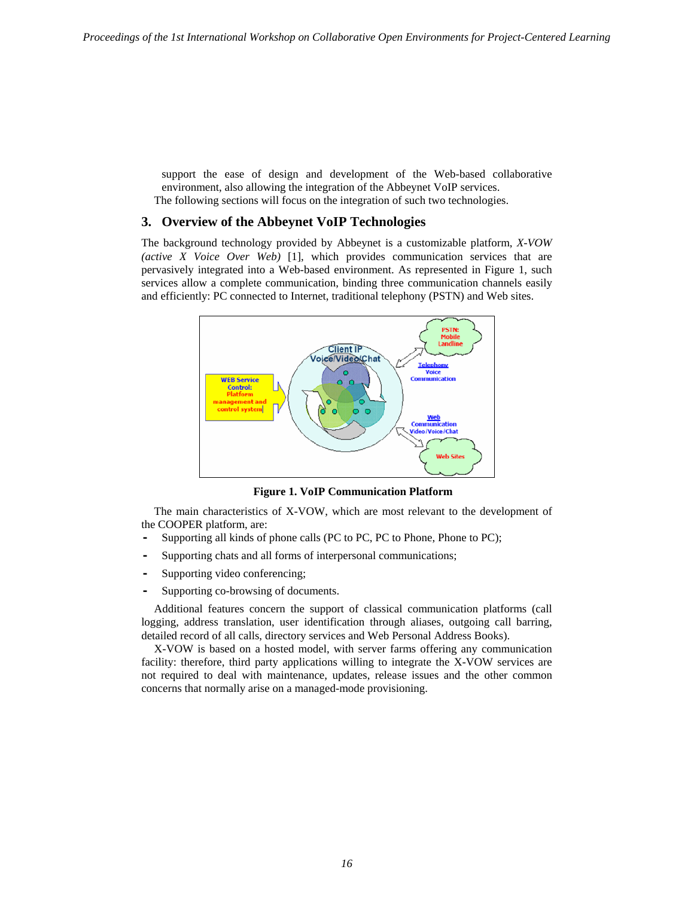support the ease of design and development of the Web-based collaborative environment, also allowing the integration of the Abbeynet VoIP services.

The following sections will focus on the integration of such two technologies.

## 3. Overview of the Abbeynet VoIP Technologies

The background technology provided by Abbeynet is a customizable platform, *X-VOW (active X Voice Over Web)* [1], which provides communication services that are pervasively integrated into a Web-based environment. As represented in Figure 1, such services allow a complete communication, binding three communication channels easily and efficiently: PC connected to Internet, traditional telephony (PSTN) and Web sites.

**Figure 1. VoIP Communication Platform**

The main characteristics of X-VOW, which are most relevant to the development of the COOPER platform, are:

- Supporting all kinds of phone calls (PC to PC, PC to Phone, Phone to PC);
- Supporting chats and all forms of interpersonal communications;
- Supporting video conferencing;
- Supporting co-browsing of documents.

Additional features concern the support of classical communication platforms (call logging, address translation, user identification through aliases, outgoing call barring, detailed record of all calls, directory services and Web Personal Address Books).

X-VOW is based on a hosted model, with server farms offering any communication facility: therefore, third party applications willing to integrate the X-VOW services are not required to deal with maintenance, updates, release issues and the other common concerns that normally arise on a managed-mode provisioning.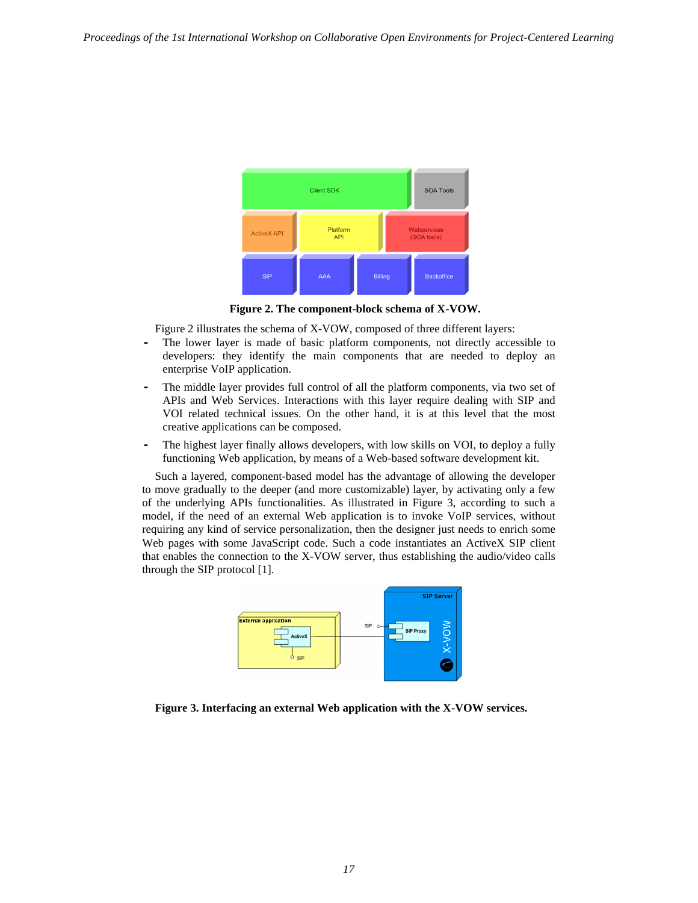Figure 2. **The component-block schema of X-VOW.**

Figure 2 illustrates the schema of X-VOW, composed of three different layers:

- The lower layer is made of basic platform components, not directly accessible to developers: they identify the main components that are needed to deploy an enterprise VoIP application.
- The middle layer provides full control of all the platform components, via two set of APIs and Web Services. Interactions with this layer require dealing with SIP and VOI related technical issues. On the other hand, it is at this level that the most creative applications can be composed.
- The highest layer finally allows developers, with low skills on VOI, to deploy a fully functioning Web application, by means of a Web-based software development kit.

Such a layered, component-based model has the advantage of allowing the developer to move gradually to the deeper (and more customizable) layer, by activating only a few of the underlying APIs functionalities. As illustrated in Figure 3, according to such a model, if the need of an external Web application is to invoke VoIP services, without requiring any kind of service personalization, then the designer just needs to enrich some Web pages with some JavaScript code. Such a code instantiates an ActiveX SIP client that enables the connection to the X-VOW server, thus establishing the audio/video calls through the SIP protocol [1].

**Figure 3. Interfacing an external Web application with the X-VOW services.**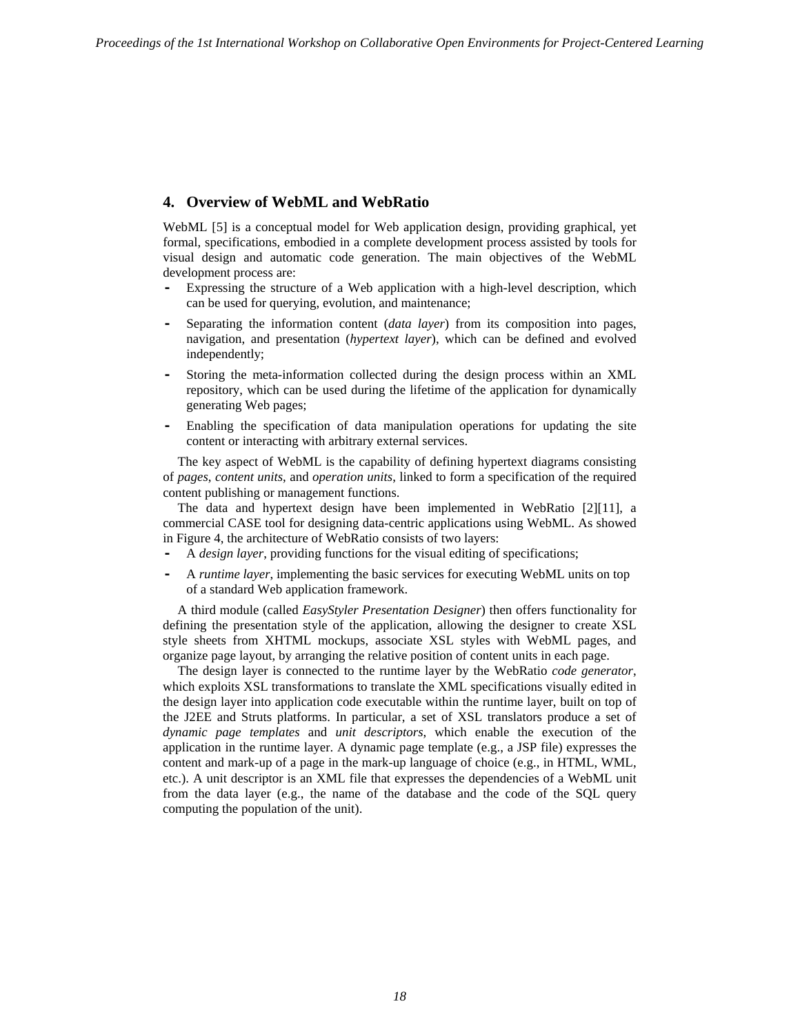## 4. Overview of WebML and WebRatio

WebML [5] is a conceptual model for Web application design, providing graphical, yet formal, specifications, embodied in a complete development process assisted by tools for visual design and automatic code generation. The main objectives of the WebML development process are:

- Expressing the structure of a Web application with a high-level description, which can be used for querying, evolution, and maintenance;
- Separating the information content (*data layer*) from its composition into pages, navigation, and presentation (*hypertext layer*), which can be defined and evolved independently;
- Storing the meta-information collected during the design process within an XML repository, which can be used during the lifetime of the application for dynamically generating Web pages;
- Enabling the specification of data manipulation operations for updating the site content or interacting with arbitrary external services.

The key aspect of WebML is the capability of defining hypertext diagrams consisting of *pages*, *content units*, and *operation units*, linked to form a specification of the required content publishing or management functions.

The data and hypertext design have been implemented in WebRatio [2][11], a commercial CASE tool for designing data-centric applications using WebML. As showed in Figure 4, the architecture of WebRatio consists of two layers:

- A *design layer*, providing functions for the visual editing of specifications;
- A *runtime layer*, implementing the basic services for executing WebML units on top of a standard Web application framework.

A third module (called *EasyStyler Presentation Designer*) then offers functionality for defining the presentation style of the application, allowing the designer to create XSL style sheets from XHTML mockups, associate XSL styles with WebML pages, and organize page layout, by arranging the relative position of content units in each page.

The design layer is connected to the runtime layer by the WebRatio *code generator*, which exploits XSL transformations to translate the XML specifications visually edited in the design layer into application code executable within the runtime layer, built on top of the J2EE and Struts platforms. In particular, a set of XSL translators produce a set of *dynamic page templates* and *unit descriptors*, which enable the execution of the application in the runtime layer. A dynamic page template (e.g., a JSP file) expresses the content and mark-up of a page in the mark-up language of choice (e.g., in HTML, WML, etc.). A unit descriptor is an XML file that expresses the dependencies of a WebML unit from the data layer (e.g., the name of the database and the code of the SQL query computing the population of the unit).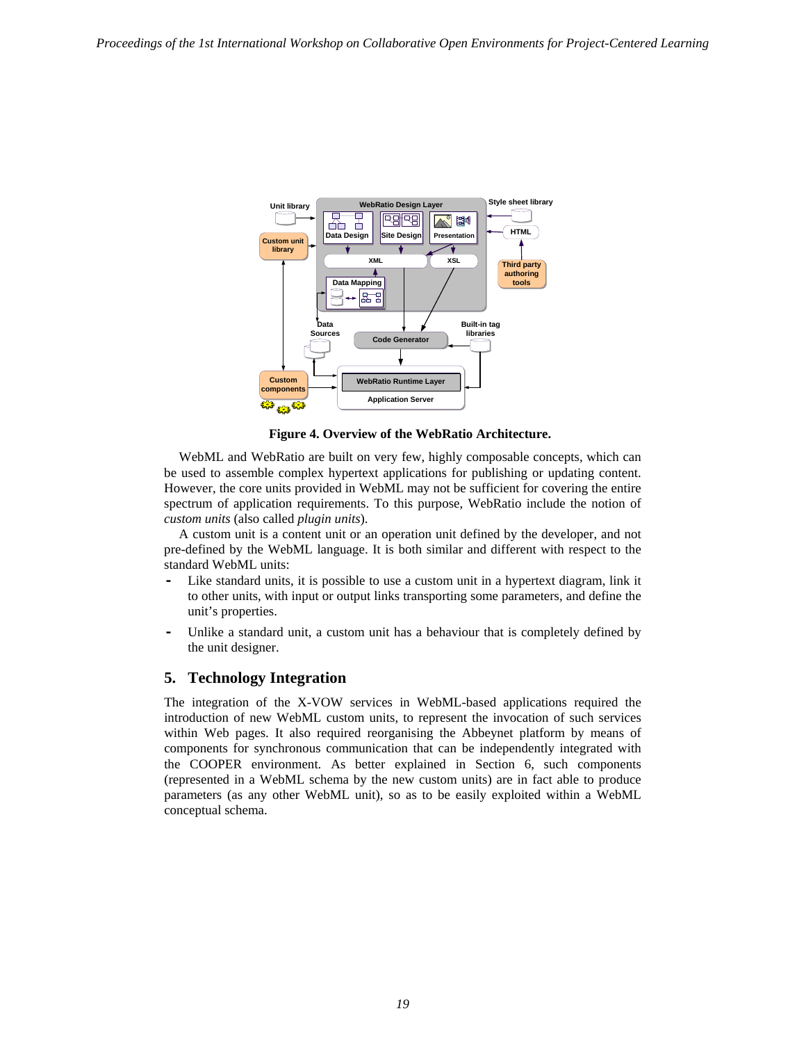**Figure 4. Overview of the WebRatio Architecture.**

WebML and WebRatio are built on very few, highly composable concepts, which can be used to assemble complex hypertext applications for publishing or updating content. However, the core units provided in WebML may not be sufficient for covering the entire spectrum of application requirements. To this purpose, WebRatio include the notion of *custom units* (also called *plugin units*).

A custom unit is a content unit or an operation unit defined by the developer, and not pre-defined by the WebML language. It is both similar and different with respect to the standard WebML units:

- Like standard units, it is possible to use a custom unit in a hypertext diagram, link it to other units, with input or output links transporting some parameters, and define the unit's properties.
- Unlike a standard unit, a custom unit has a behaviour that is completely defined by the unit designer.

## 5. Technology Integration

The integration of the X-VOW services in WebML-based applications required the introduction of new WebML custom units, to represent the invocation of such services within Web pages. It also required reorganising the Abbeynet platform by means of components for synchronous communication that can be independently integrated with the COOPER environment. As better explained in Section 6, such components (represented in a WebML schema by the new custom units) are in fact able to produce parameters (as any other WebML unit), so as to be easily exploited within a WebML conceptual schema.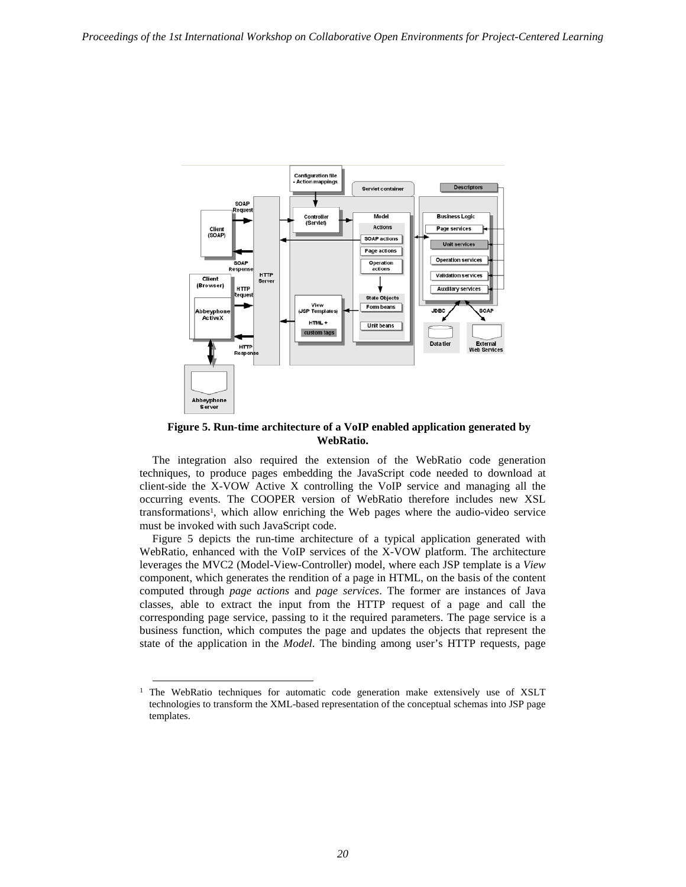**Figure 5. Run-time architecture of a VoIP enabled application generated by WebRatio.**

The integration also required the extension of the WebRatio code generation techniques, to produce pages embedding the JavaScript code needed to download at client-side the X-VOW Active X controlling the VoIP service and managing all the occurring events. The COOPER version of WebRatio therefore includes new XSL transformations[1], which allow enriching the Web pages where the audio-video service must be invoked with such JavaScript code.

Figure 5 depicts the run-time architecture of a typical application generated with WebRatio, enhanced with the VoIP services of the X-VOW platform. The architecture leverages the MVC2 (Model-View-Controller) model, where each JSP template is a *View* component, which generates the rendition of a page in HTML, on the basis of the content computed through *page actions* and *page services*. The former are instances of Java classes, able to extract the input from the HTTP request of a page and call the corresponding page service, passing to it the required parameters. The page service is a business function, which computes the page and updates the objects that represent the state of the application in the *Model*. The binding among user's HTTP requests, page

[1] The WebRatio techniques for automatic code generation make extensively use of XSLT technologies to transform the XML-based representation of the conceptual schemas into JSP page templates.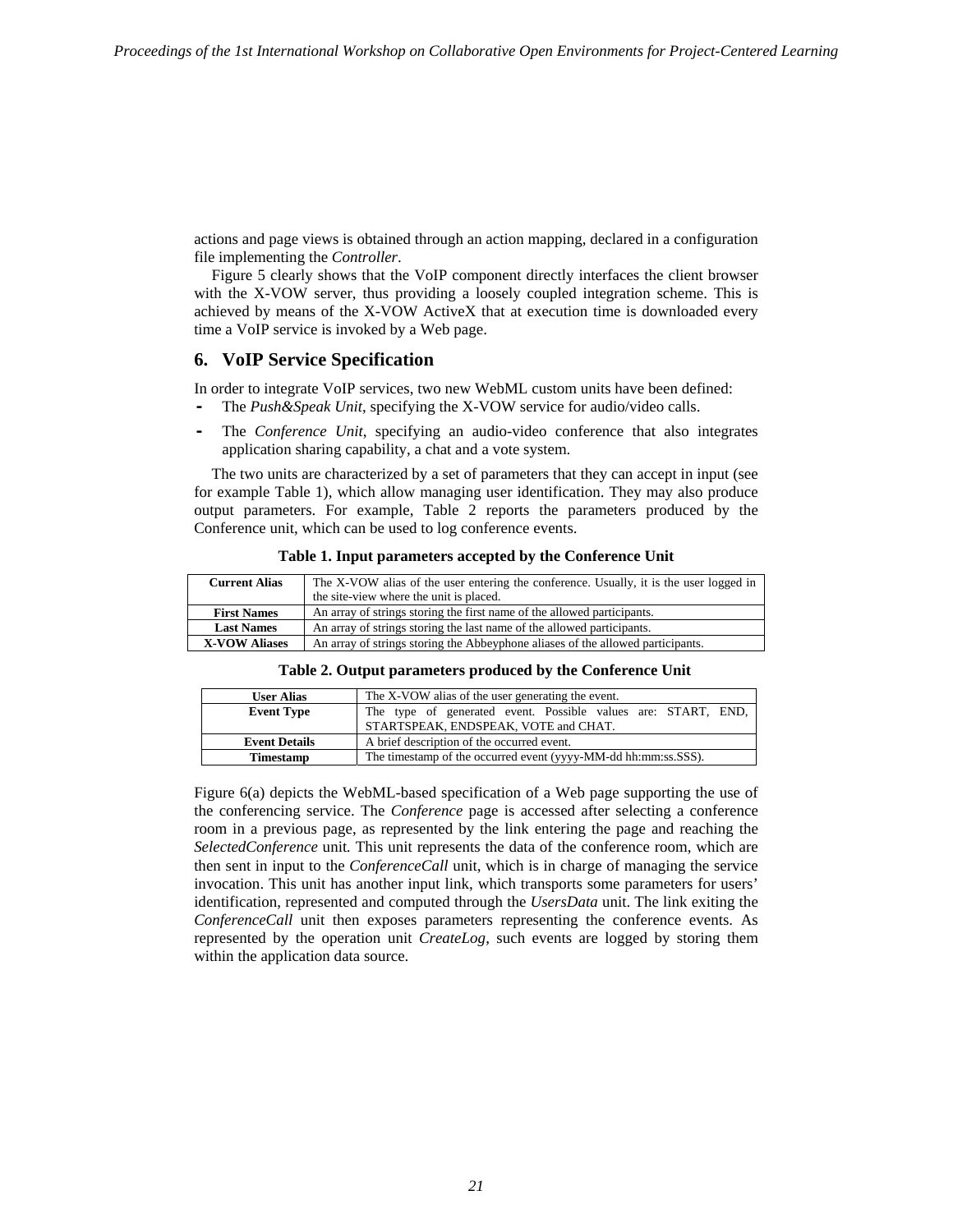actions and page views is obtained through an action mapping, declared in a configuration file implementing the *Controller*.

Figure 5 clearly shows that the VoIP component directly interfaces the client browser with the X-VOW server, thus providing a loosely coupled integration scheme. This is achieved by means of the X-VOW ActiveX that at execution time is downloaded every time a VoIP service is invoked by a Web page.

## 6. VoIP Service Specification

In order to integrate VoIP services, two new WebML custom units have been defined:

- The *Push&Speak Unit*, specifying the X-VOW service for audio/video calls.
- The *Conference Unit*, specifying an audio-video conference that also integrates application sharing capability, a chat and a vote system.

The two units are characterized by a set of parameters that they can accept in input (see for example Table 1), which allow managing user identification. They may also produce output parameters. For example, Table 2 reports the parameters produced by the Conference unit, which can be used to log conference events.

**Table 1. Input parameters accepted by the Conference Unit**

| Parameter | Description |
|---|---|
| **Current Alias** | The X-VOW alias of the user entering the conference. Usually, it is the user logged in the site-view where the unit is placed. |
| **First Names** | An array of strings storing the first name of the allowed participants. |
| **Last Names** | An array of strings storing the last name of the allowed participants. |
| **X-VOW Aliases** | An array of strings storing the Abbeyphone aliases of the allowed participants. |

**Table 2. Output parameters produced by the Conference Unit**

| Parameter | Description |
|---|---|
| **User Alias** | The X-VOW alias of the user generating the event. |
| **Event Type** | The type of generated event. Possible values are: START, END, STARTSPEAK, ENDSPEAK, VOTE and CHAT. |
| **Event Details** | A brief description of the occurred event. |
| **Timestamp** | The timestamp of the occurred event (yyyy-MM-dd hh:mm:ss.SSS). |

Figure 6(a) depicts the WebML-based specification of a Web page supporting the use of the conferencing service. The *Conference* page is accessed after selecting a conference room in a previous page, as represented by the link entering the page and reaching the *SelectedConference* unit. This unit represents the data of the conference room, which are then sent in input to the *ConferenceCall* unit, which is in charge of managing the service invocation. This unit has another input link, which transports some parameters for users' identification, represented and computed through the *UsersData* unit. The link exiting the *ConferenceCall* unit then exposes parameters representing the conference events. As represented by the operation unit *CreateLog*, such events are logged by storing them within the application data source.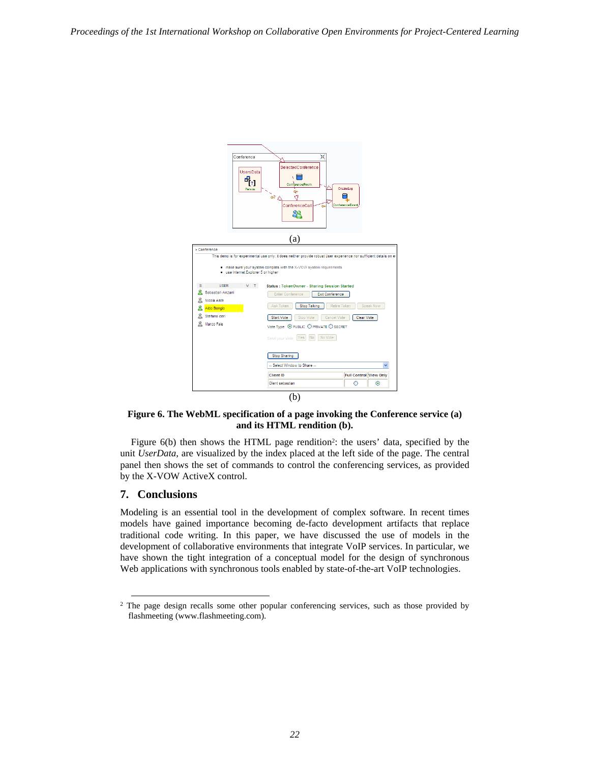(a)

(b)

**Figure 6. The WebML specification of a page invoking the Conference service (a) and its HTML rendition (b).**

Figure 6(b) then shows the HTML page rendition[2]: the users' data, specified by the unit *UserData*, are visualized by the index placed at the left side of the page. The central panel then shows the set of commands to control the conferencing services, as provided by the X-VOW ActiveX control.

## 7. Conclusions

Modeling is an essential tool in the development of complex software. In recent times models have gained importance becoming de-facto development artifacts that replace traditional code writing. In this paper, we have discussed the use of models in the development of collaborative environments that integrate VoIP services. In particular, we have shown the tight integration of a conceptual model for the design of synchronous Web applications with synchronous tools enabled by state-of-the-art VoIP technologies.

---

[2] The page design recalls some other popular conferencing services, such as those provided by flashmeeting (www.flashmeeting.com).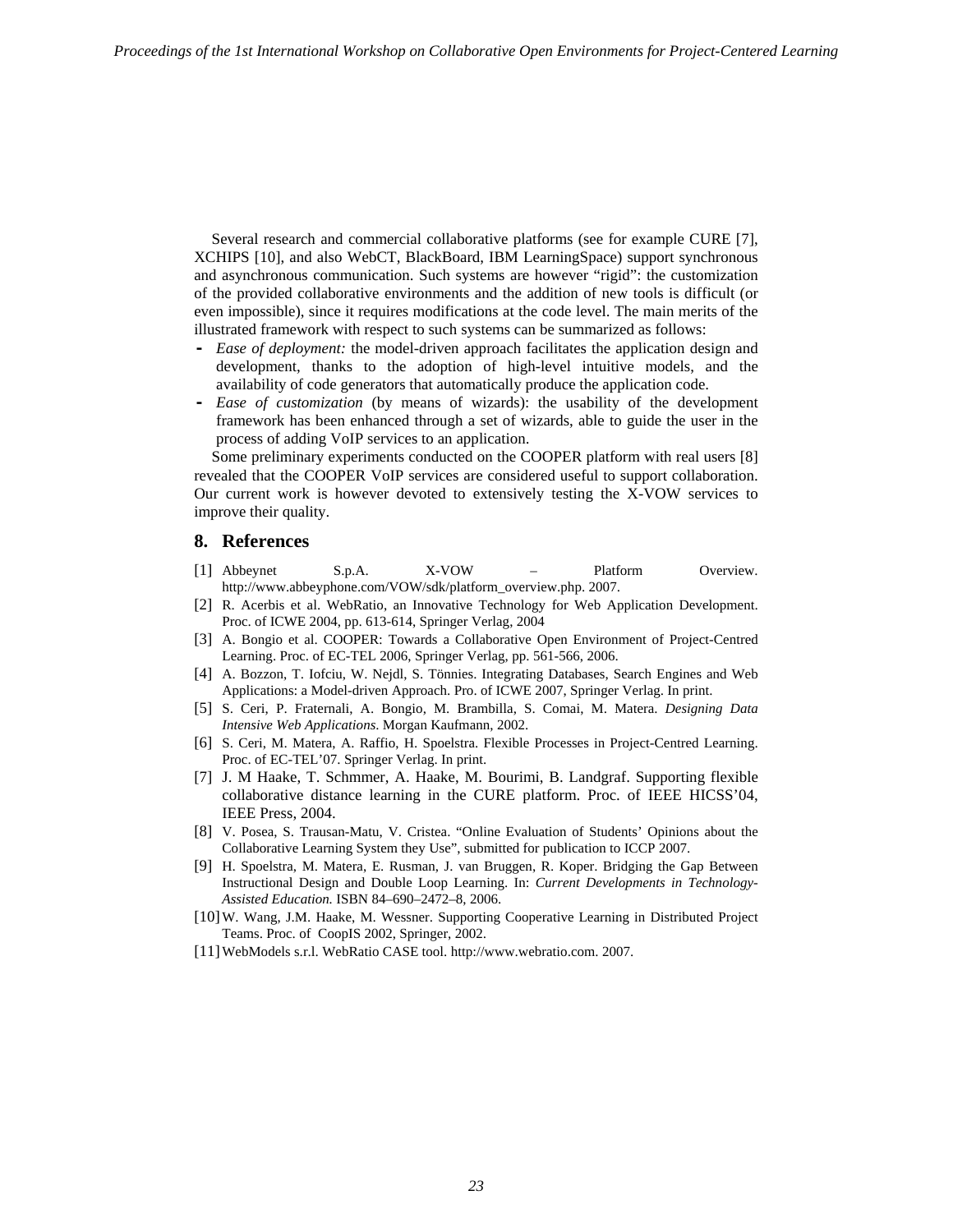Several research and commercial collaborative platforms (see for example CURE [7], XCHIPS [10], and also WebCT, BlackBoard, IBM LearningSpace) support synchronous and asynchronous communication. Such systems are however "rigid": the customization of the provided collaborative environments and the addition of new tools is difficult (or even impossible), since it requires modifications at the code level. The main merits of the illustrated framework with respect to such systems can be summarized as follows:

- *Ease of deployment:* the model-driven approach facilitates the application design and development, thanks to the adoption of high-level intuitive models, and the availability of code generators that automatically produce the application code.
- *Ease of customization* (by means of wizards): the usability of the development framework has been enhanced through a set of wizards, able to guide the user in the process of adding VoIP services to an application.

Some preliminary experiments conducted on the COOPER platform with real users [8] revealed that the COOPER VoIP services are considered useful to support collaboration. Our current work is however devoted to extensively testing the X-VOW services to improve their quality.

## 8. References

[1] Abbeynet S.p.A. X-VOW – Platform Overview. http://www.abbeyphone.com/VOW/sdk/platform_overview.php. 2007.

[2] R. Acerbis et al. WebRatio, an Innovative Technology for Web Application Development. Proc. of ICWE 2004, pp. 613-614, Springer Verlag, 2004

[3] A. Bongio et al. COOPER: Towards a Collaborative Open Environment of Project-Centred Learning. Proc. of EC-TEL 2006, Springer Verlag, pp. 561-566, 2006.

[4] A. Bozzon, T. Iofciu, W. Nejdl, S. Tönnies. Integrating Databases, Search Engines and Web Applications: a Model-driven Approach. Pro. of ICWE 2007, Springer Verlag. In print.

[5] S. Ceri, P. Fraternali, A. Bongio, M. Brambilla, S. Comai, M. Matera. *Designing Data Intensive Web Applications*. Morgan Kaufmann, 2002.

[6] S. Ceri, M. Matera, A. Raffio, H. Spoelstra. Flexible Processes in Project-Centred Learning. Proc. of EC-TEL'07. Springer Verlag. In print.

[7] J. M Haake, T. Schmmer, A. Haake, M. Bourimi, B. Landgraf. Supporting flexible collaborative distance learning in the CURE platform. Proc. of IEEE HICSS'04, IEEE Press, 2004.

[8] V. Posea, S. Trausan-Matu, V. Cristea. "Online Evaluation of Students' Opinions about the Collaborative Learning System they Use", submitted for publication to ICCP 2007.

[9] H. Spoelstra, M. Matera, E. Rusman, J. van Bruggen, R. Koper. Bridging the Gap Between Instructional Design and Double Loop Learning. In: *Current Developments in Technology-Assisted Education.* ISBN 84–690–2472–8, 2006.

[10] W. Wang, J.M. Haake, M. Wessner. Supporting Cooperative Learning in Distributed Project Teams. Proc. of CoopIS 2002, Springer, 2002.

[11] WebModels s.r.l. WebRatio CASE tool. http://www.webratio.com. 2007.